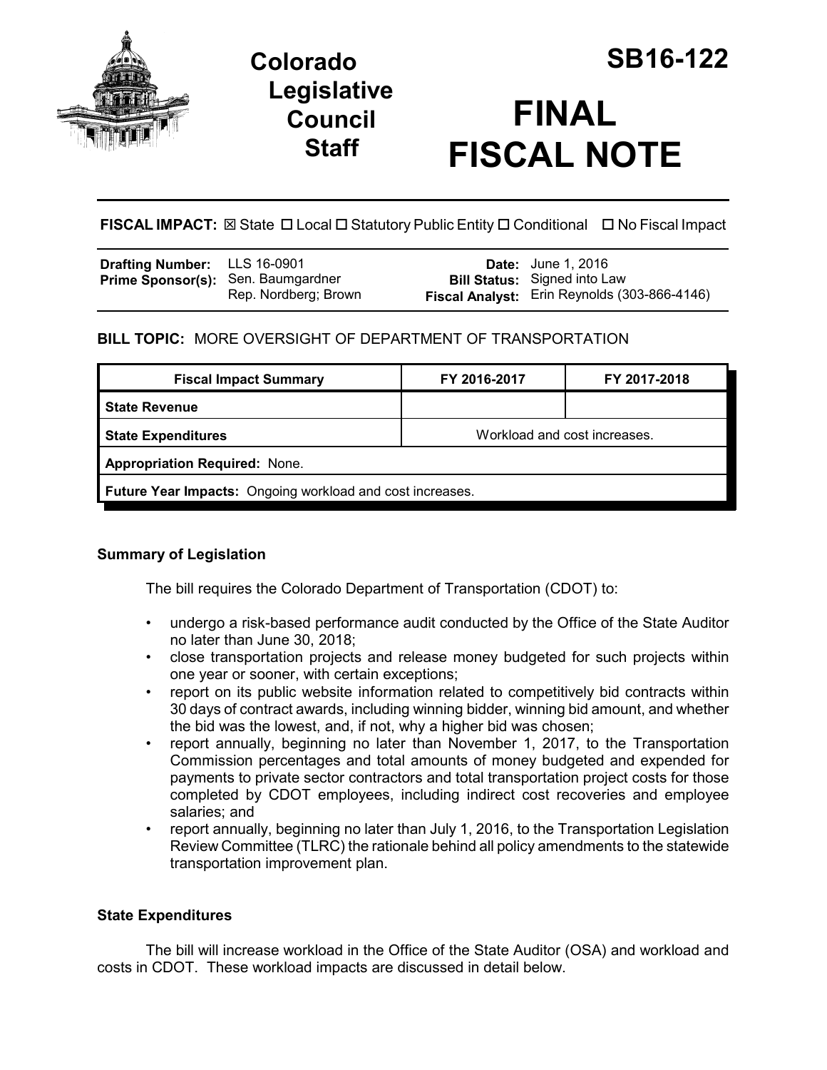# Colorado Legislative Council Staff

# SB16-122

# FINAL FISCAL NOTE

**FISCAL IMPACT:** ☒ State ☐ Local ☐ Statutory Public Entity ☐ Conditional ☐ No Fiscal Impact

| | | | |
|---|---|---|---|
| **Drafting Number:** | LLS 16-0901 | **Date:** | June 1, 2016 |
| **Prime Sponsor(s):** | Sen. Baumgardner<br>Rep. Nordberg; Brown | **Bill Status:** | Signed into Law |
| | | **Fiscal Analyst:** | Erin Reynolds (303-866-4146) |

**BILL TOPIC:** MORE OVERSIGHT OF DEPARTMENT OF TRANSPORTATION

| Fiscal Impact Summary | FY 2016-2017 | FY 2017-2018 |
|---|---|---|
| **State Revenue** | | |
| **State Expenditures** | Workload and cost increases. | |
| **Appropriation Required:** None. | | |
| **Future Year Impacts:** Ongoing workload and cost increases. | | |

### Summary of Legislation

The bill requires the Colorado Department of Transportation (CDOT) to:

- undergo a risk-based performance audit conducted by the Office of the State Auditor no later than June 30, 2018;
- close transportation projects and release money budgeted for such projects within one year or sooner, with certain exceptions;
- report on its public website information related to competitively bid contracts within 30 days of contract awards, including winning bidder, winning bid amount, and whether the bid was the lowest, and, if not, why a higher bid was chosen;
- report annually, beginning no later than November 1, 2017, to the Transportation Commission percentages and total amounts of money budgeted and expended for payments to private sector contractors and total transportation project costs for those completed by CDOT employees, including indirect cost recoveries and employee salaries; and
- report annually, beginning no later than July 1, 2016, to the Transportation Legislation Review Committee (TLRC) the rationale behind all policy amendments to the statewide transportation improvement plan.

### State Expenditures

The bill will increase workload in the Office of the State Auditor (OSA) and workload and costs in CDOT. These workload impacts are discussed in detail below.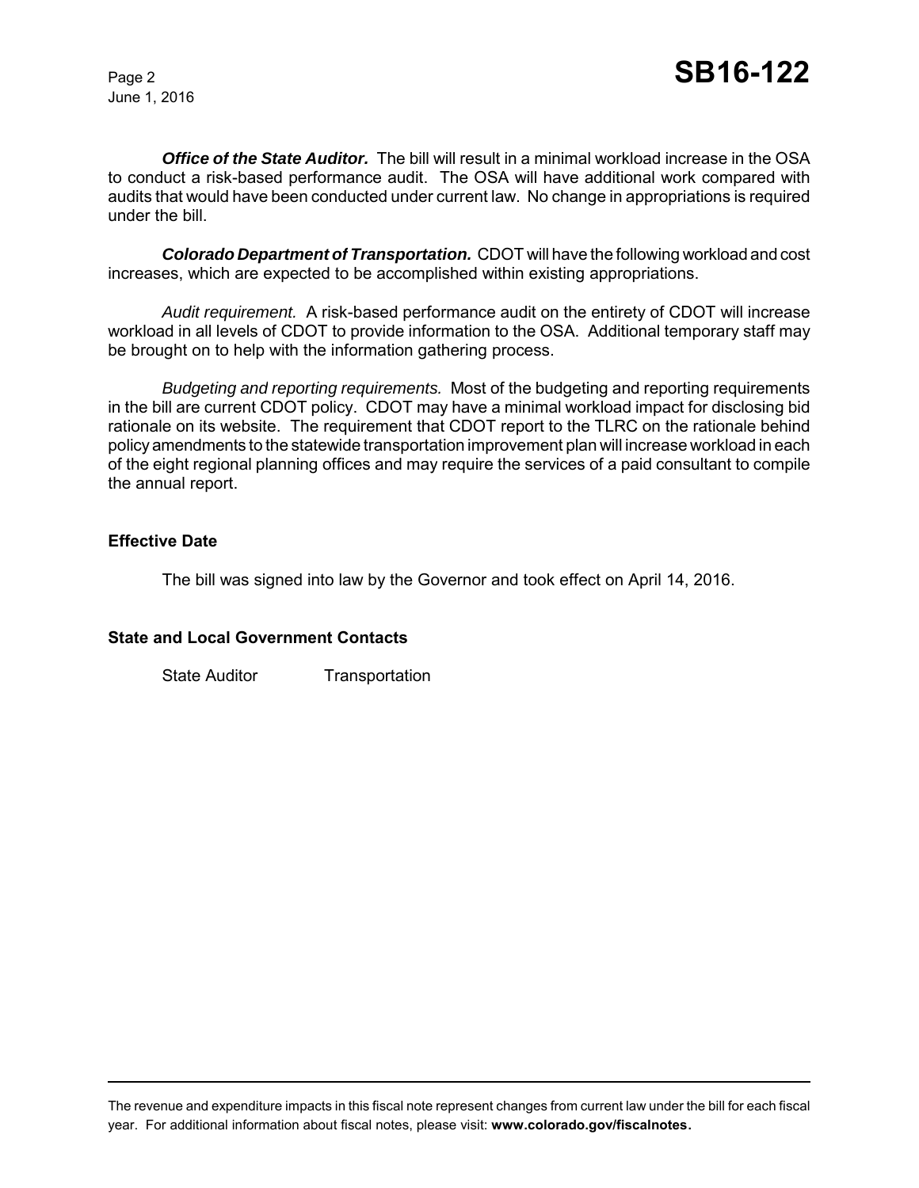***Office of the State Auditor.*** The bill will result in a minimal workload increase in the OSA to conduct a risk-based performance audit. The OSA will have additional work compared with audits that would have been conducted under current law. No change in appropriations is required under the bill.

***Colorado Department of Transportation.*** CDOT will have the following workload and cost increases, which are expected to be accomplished within existing appropriations.

*Audit requirement.* A risk-based performance audit on the entirety of CDOT will increase workload in all levels of CDOT to provide information to the OSA. Additional temporary staff may be brought on to help with the information gathering process.

*Budgeting and reporting requirements.* Most of the budgeting and reporting requirements in the bill are current CDOT policy. CDOT may have a minimal workload impact for disclosing bid rationale on its website. The requirement that CDOT report to the TLRC on the rationale behind policy amendments to the statewide transportation improvement plan will increase workload in each of the eight regional planning offices and may require the services of a paid consultant to compile the annual report.

## Effective Date

The bill was signed into law by the Governor and took effect on April 14, 2016.

## State and Local Government Contacts

State Auditor    Transportation

The revenue and expenditure impacts in this fiscal note represent changes from current law under the bill for each fiscal year. For additional information about fiscal notes, please visit: **www.colorado.gov/fiscalnotes.**